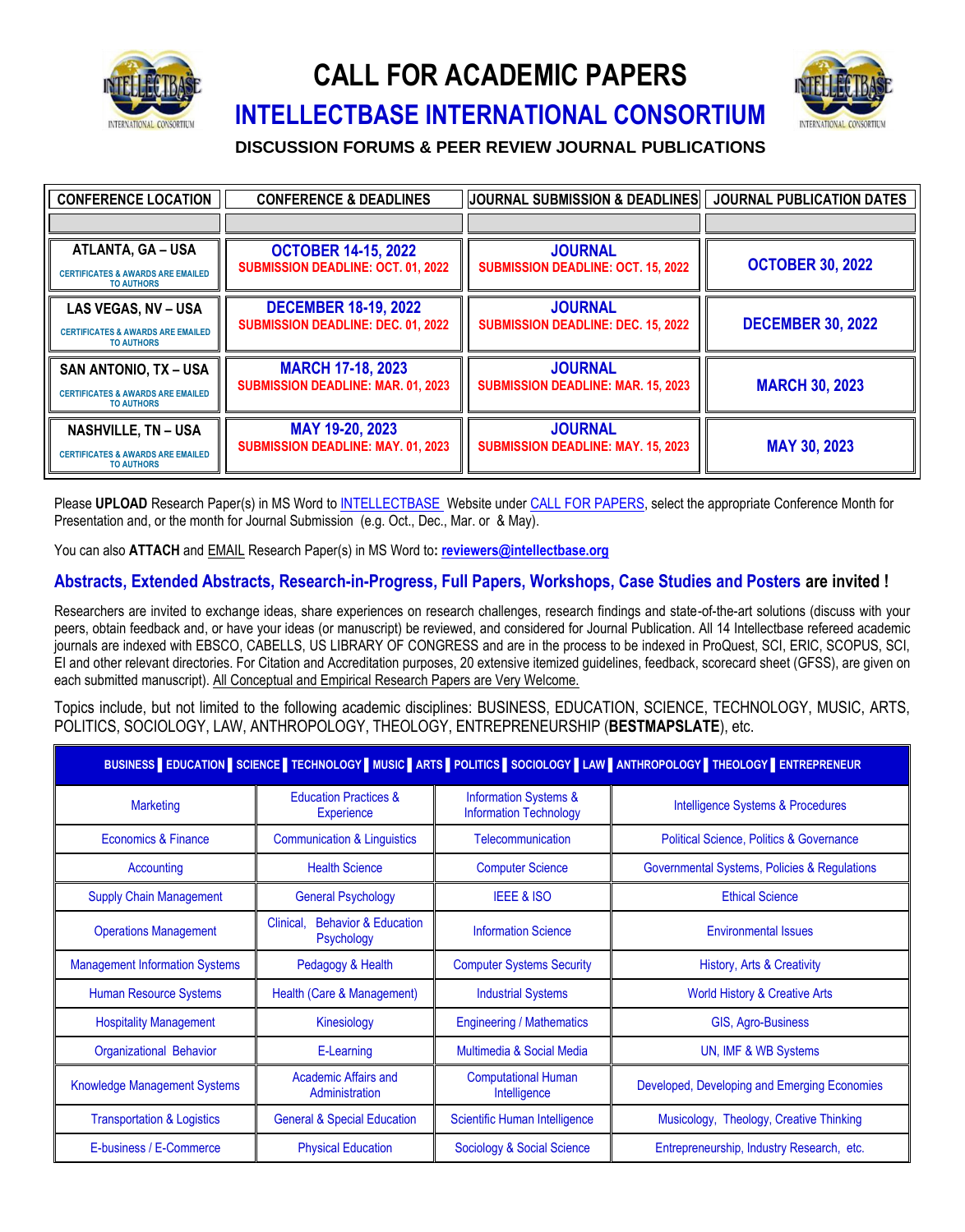# CALL FOR ACADEMIC PAPERS

## INTELLECTBASE INTERNATIONAL CONSORTIUM

### DISCUSSION FORUMS & PEER REVIEW JOURNAL PUBLICATIONS

| CONFERENCE LOCATION | CONFERENCE & DEADLINES | JOURNAL SUBMISSION & DEADLINES | JOURNAL PUBLICATION DATES |
|---|---|---|---|
| | | | |
| ATLANTA, GA – USA<br>CERTIFICATES & AWARDS ARE EMAILED TO AUTHORS | OCTOBER 14-15, 2022<br>SUBMISSION DEADLINE: OCT. 01, 2022 | JOURNAL<br>SUBMISSION DEADLINE: OCT. 15, 2022 | OCTOBER 30, 2022 |
| LAS VEGAS, NV – USA<br>CERTIFICATES & AWARDS ARE EMAILED TO AUTHORS | DECEMBER 18-19, 2022<br>SUBMISSION DEADLINE: DEC. 01, 2022 | JOURNAL<br>SUBMISSION DEADLINE: DEC. 15, 2022 | DECEMBER 30, 2022 |
| SAN ANTONIO, TX – USA<br>CERTIFICATES & AWARDS ARE EMAILED TO AUTHORS | MARCH 17-18, 2023<br>SUBMISSION DEADLINE: MAR. 01, 2023 | JOURNAL<br>SUBMISSION DEADLINE: MAR. 15, 2023 | MARCH 30, 2023 |
| NASHVILLE, TN – USA<br>CERTIFICATES & AWARDS ARE EMAILED TO AUTHORS | MAY 19-20, 2023<br>SUBMISSION DEADLINE: MAY. 01, 2023 | JOURNAL<br>SUBMISSION DEADLINE: MAY. 15, 2023 | MAY 30, 2023 |

Please **UPLOAD** Research Paper(s) in MS Word to INTELLECTBASE Website under CALL FOR PAPERS, select the appropriate Conference Month for Presentation and, or the month for Journal Submission (e.g. Oct., Dec., Mar. or & May).

You can also **ATTACH** and EMAIL Research Paper(s) in MS Word to**: reviewers@intellectbase.org**

**Abstracts, Extended Abstracts, Research-in-Progress, Full Papers, Workshops, Case Studies and Posters are invited !**

Researchers are invited to exchange ideas, share experiences on research challenges, research findings and state-of-the-art solutions (discuss with your peers, obtain feedback and, or have your ideas (or manuscript) be reviewed, and considered for Journal Publication. All 14 Intellectbase refereed academic journals are indexed with EBSCO, CABELLS, US LIBRARY OF CONGRESS and are in the process to be indexed in ProQuest, SCI, ERIC, SCOPUS, SCI, EI and other relevant directories. For Citation and Accreditation purposes, 20 extensive itemized guidelines, feedback, scorecard sheet (GFSS), are given on each submitted manuscript). All Conceptual and Empirical Research Papers are Very Welcome.

Topics include, but not limited to the following academic disciplines: BUSINESS, EDUCATION, SCIENCE, TECHNOLOGY, MUSIC, ARTS, POLITICS, SOCIOLOGY, LAW, ANTHROPOLOGY, THEOLOGY, ENTREPRENEURSHIP (**BESTMAPSLATE**), etc.

| BUSINESS ▌EDUCATION ▌SCIENCE ▌TECHNOLOGY ▌MUSIC ▌ARTS ▌POLITICS ▌SOCIOLOGY ▌LAW ▌ANTHROPOLOGY ▌THEOLOGY ▌ENTREPRENEUR | | | |
|---|---|---|---|
| Marketing | Education Practices & Experience | Information Systems & Information Technology | Intelligence Systems & Procedures |
| Economics & Finance | Communication & Linguistics | Telecommunication | Political Science, Politics & Governance |
| Accounting | Health Science | Computer Science | Governmental Systems, Policies & Regulations |
| Supply Chain Management | General Psychology | IEEE & ISO | Ethical Science |
| Operations Management | Clinical, Behavior & Education Psychology | Information Science | Environmental Issues |
| Management Information Systems | Pedagogy & Health | Computer Systems Security | History, Arts & Creativity |
| Human Resource Systems | Health (Care & Management) | Industrial Systems | World History & Creative Arts |
| Hospitality Management | Kinesiology | Engineering / Mathematics | GIS, Agro-Business |
| Organizational Behavior | E-Learning | Multimedia & Social Media | UN, IMF & WB Systems |
| Knowledge Management Systems | Academic Affairs and Administration | Computational Human Intelligence | Developed, Developing and Emerging Economies |
| Transportation & Logistics | General & Special Education | Scientific Human Intelligence | Musicology, Theology, Creative Thinking |
| E-business / E-Commerce | Physical Education | Sociology & Social Science | Entrepreneurship, Industry Research, etc. |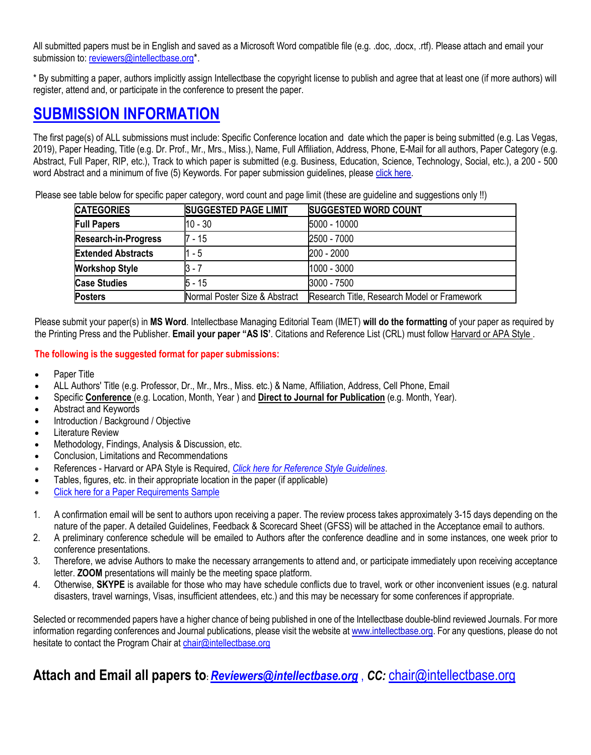All submitted papers must be in English and saved as a Microsoft Word compatible file (e.g. .doc, .docx, .rtf). Please attach and email your submission to: reviewers@intellectbase.org*.

* By submitting a paper, authors implicitly assign Intellectbase the copyright license to publish and agree that at least one (if more authors) will register, attend and, or participate in the conference to present the paper.

# SUBMISSION INFORMATION

The first page(s) of ALL submissions must include: Specific Conference location and date which the paper is being submitted (e.g. Las Vegas, 2019), Paper Heading, Title (e.g. Dr. Prof., Mr., Mrs., Miss.), Name, Full Affiliation, Address, Phone, E-Mail for all authors, Paper Category (e.g. Abstract, Full Paper, RIP, etc.), Track to which paper is submitted (e.g. Business, Education, Science, Technology, Social, etc.), a 200 - 500 word Abstract and a minimum of five (5) Keywords. For paper submission guidelines, please click here.

Please see table below for specific paper category, word count and page limit (these are guideline and suggestions only !!)

| CATEGORIES | SUGGESTED PAGE LIMIT | SUGGESTED WORD COUNT |
|---|---|---|
| **Full Papers** | 10 - 30 | 5000 - 10000 |
| **Research-in-Progress** | 7 - 15 | 2500 - 7000 |
| **Extended Abstracts** | 1 - 5 | 200 - 2000 |
| **Workshop Style** | 3 - 7 | 1000 - 3000 |
| **Case Studies** | 5 - 15 | 3000 - 7500 |
| **Posters** | Normal Poster Size & Abstract | Research Title, Research Model or Framework |

Please submit your paper(s) in **MS Word**. Intellectbase Managing Editorial Team (IMET) **will do the formatting** of your paper as required by the Printing Press and the Publisher. **Email your paper "AS IS'**. Citations and Reference List (CRL) must follow Harvard or APA Style .

**The following is the suggested format for paper submissions:**

- Paper Title
- ALL Authors' Title (e.g. Professor, Dr., Mr., Mrs., Miss. etc.) & Name, Affiliation, Address, Cell Phone, Email
- Specific **Conference** (e.g. Location, Month, Year ) and **Direct to Journal for Publication** (e.g. Month, Year).
- Abstract and Keywords
- Introduction / Background / Objective
- Literature Review
- Methodology, Findings, Analysis & Discussion, etc.
- Conclusion, Limitations and Recommendations
- References - Harvard or APA Style is Required, *Click here for Reference Style Guidelines*.
- Tables, figures, etc. in their appropriate location in the paper (if applicable)
- Click here for a Paper Requirements Sample

1. A confirmation email will be sent to authors upon receiving a paper. The review process takes approximately 3-15 days depending on the nature of the paper. A detailed Guidelines, Feedback & Scorecard Sheet (GFSS) will be attached in the Acceptance email to authors.
2. A preliminary conference schedule will be emailed to Authors after the conference deadline and in some instances, one week prior to conference presentations.
3. Therefore, we advise Authors to make the necessary arrangements to attend and, or participate immediately upon receiving acceptance letter. **ZOOM** presentations will mainly be the meeting space platform.
4. Otherwise, **SKYPE** is available for those who may have schedule conflicts due to travel, work or other inconvenient issues (e.g. natural disasters, travel warnings, Visas, insufficient attendees, etc.) and this may be necessary for some conferences if appropriate.

Selected or recommended papers have a higher chance of being published in one of the Intellectbase double-blind reviewed Journals. For more information regarding conferences and Journal publications, please visit the website at www.intellectbase.org. For any questions, please do not hesitate to contact the Program Chair at chair@intellectbase.org

## Attach and Email all papers to: ***Reviewers@intellectbase.org*** , ***CC:*** chair@intellectbase.org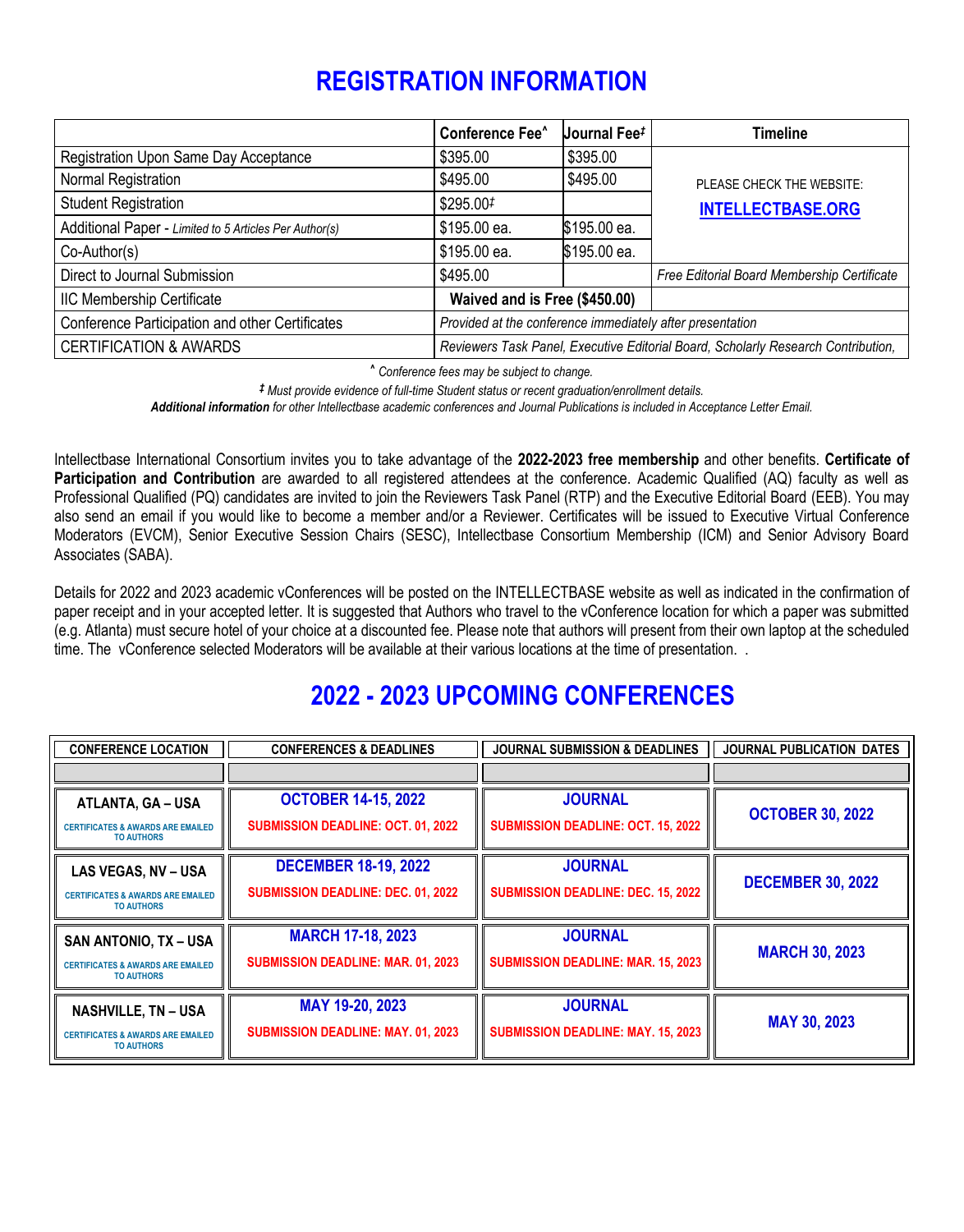# REGISTRATION INFORMATION

| | Conference Fee^ | Journal Fee‡ | Timeline |
|---|---|---|---|
| Registration Upon Same Day Acceptance | $395.00 | $395.00 | PLEASE CHECK THE WEBSITE: **INTELLECTBASE.ORG** |
| Normal Registration | $495.00 | $495.00 | |
| Student Registration | $295.00‡ | | |
| Additional Paper - *Limited to 5 Articles Per Author(s)* | $195.00 ea. | $195.00 ea. | |
| Co-Author(s) | $195.00 ea. | $195.00 ea. | |
| Direct to Journal Submission | $495.00 | | *Free Editorial Board Membership Certificate* |
| IIC Membership Certificate | **Waived and is Free ($450.00)** | | |
| Conference Participation and other Certificates | *Provided at the conference immediately after presentation* | | |
| CERTIFICATION & AWARDS | *Reviewers Task Panel, Executive Editorial Board, Scholarly Research Contribution,* | | |

^ *Conference fees may be subject to change.*

‡ *Must provide evidence of full-time Student status or recent graduation/enrollment details.*

***Additional information*** *for other Intellectbase academic conferences and Journal Publications is included in Acceptance Letter Email.*

Intellectbase International Consortium invites you to take advantage of the **2022-2023 free membership** and other benefits. **Certificate of Participation and Contribution** are awarded to all registered attendees at the conference. Academic Qualified (AQ) faculty as well as Professional Qualified (PQ) candidates are invited to join the Reviewers Task Panel (RTP) and the Executive Editorial Board (EEB). You may also send an email if you would like to become a member and/or a Reviewer. Certificates will be issued to Executive Virtual Conference Moderators (EVCM), Senior Executive Session Chairs (SESC), Intellectbase Consortium Membership (ICM) and Senior Advisory Board Associates (SABA).

Details for 2022 and 2023 academic vConferences will be posted on the INTELLECTBASE website as well as indicated in the confirmation of paper receipt and in your accepted letter. It is suggested that Authors who travel to the vConference location for which a paper was submitted (e.g. Atlanta) must secure hotel of your choice at a discounted fee. Please note that authors will present from their own laptop at the scheduled time. The vConference selected Moderators will be available at their various locations at the time of presentation. .

# 2022 - 2023 UPCOMING CONFERENCES

| CONFERENCE LOCATION | CONFERENCES & DEADLINES | JOURNAL SUBMISSION & DEADLINES | JOURNAL PUBLICATION DATES |
|---|---|---|---|
| **ATLANTA, GA – USA** CERTIFICATES & AWARDS ARE EMAILED TO AUTHORS | **OCTOBER 14-15, 2022** SUBMISSION DEADLINE: OCT. 01, 2022 | **JOURNAL** SUBMISSION DEADLINE: OCT. 15, 2022 | **OCTOBER 30, 2022** |
| **LAS VEGAS, NV – USA** CERTIFICATES & AWARDS ARE EMAILED TO AUTHORS | **DECEMBER 18-19, 2022** SUBMISSION DEADLINE: DEC. 01, 2022 | **JOURNAL** SUBMISSION DEADLINE: DEC. 15, 2022 | **DECEMBER 30, 2022** |
| **SAN ANTONIO, TX – USA** CERTIFICATES & AWARDS ARE EMAILED TO AUTHORS | **MARCH 17-18, 2023** SUBMISSION DEADLINE: MAR. 01, 2023 | **JOURNAL** SUBMISSION DEADLINE: MAR. 15, 2023 | **MARCH 30, 2023** |
| **NASHVILLE, TN – USA** CERTIFICATES & AWARDS ARE EMAILED TO AUTHORS | **MAY 19-20, 2023** SUBMISSION DEADLINE: MAY. 01, 2023 | **JOURNAL** SUBMISSION DEADLINE: MAY. 15, 2023 | **MAY 30, 2023** |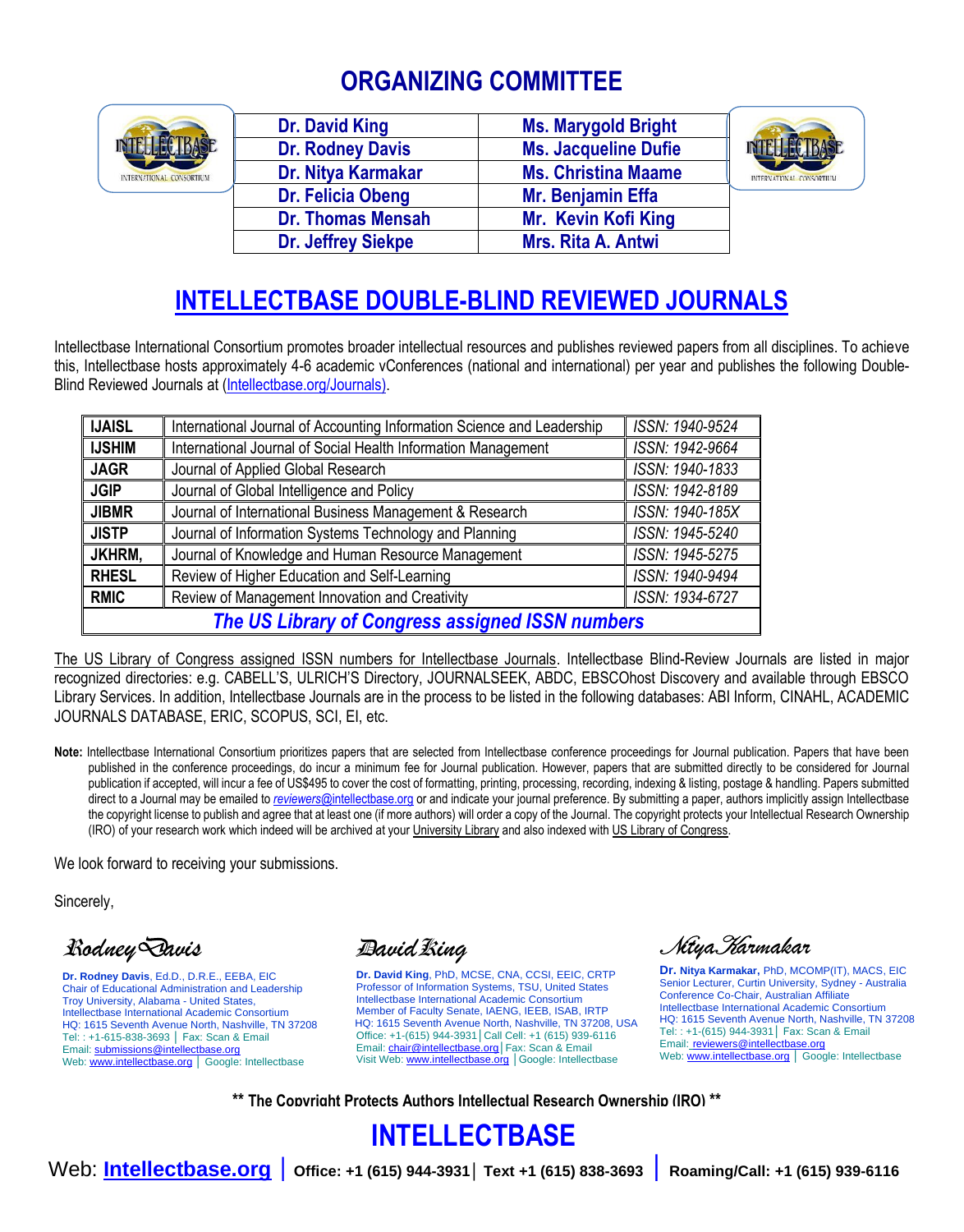# ORGANIZING COMMITTEE

| | |
|---|---|
| Dr. David King | Ms. Marygold Bright |
| Dr. Rodney Davis | Ms. Jacqueline Dufie |
| Dr. Nitya Karmakar | Ms. Christina Maame |
| Dr. Felicia Obeng | Mr. Benjamin Effa |
| Dr. Thomas Mensah | Mr. Kevin Kofi King |
| Dr. Jeffrey Siekpe | Mrs. Rita A. Antwi |

# INTELLECTBASE DOUBLE-BLIND REVIEWED JOURNALS

Intellectbase International Consortium promotes broader intellectual resources and publishes reviewed papers from all disciplines. To achieve this, Intellectbase hosts approximately 4-6 academic vConferences (national and international) per year and publishes the following Double-Blind Reviewed Journals at (Intellectbase.org/Journals).

| | | |
|---|---|---|
| **IJAISL** | International Journal of Accounting Information Science and Leadership | *ISSN: 1940-9524* |
| **IJSHIM** | International Journal of Social Health Information Management | *ISSN: 1942-9664* |
| **JAGR** | Journal of Applied Global Research | *ISSN: 1940-1833* |
| **JGIP** | Journal of Global Intelligence and Policy | *ISSN: 1942-8189* |
| **JIBMR** | Journal of International Business Management & Research | *ISSN: 1940-185X* |
| **JISTP** | Journal of Information Systems Technology and Planning | *ISSN: 1945-5240* |
| **JKHRM,** | Journal of Knowledge and Human Resource Management | *ISSN: 1945-5275* |
| **RHESL** | Review of Higher Education and Self-Learning | *ISSN: 1940-9494* |
| **RMIC** | Review of Management Innovation and Creativity | *ISSN: 1934-6727* |
| ***The US Library of Congress assigned ISSN numbers*** | | |

The US Library of Congress assigned ISSN numbers for Intellectbase Journals. Intellectbase Blind-Review Journals are listed in major recognized directories: e.g. CABELL'S, ULRICH'S Directory, JOURNALSEEK, ABDC, EBSCOhost Discovery and available through EBSCO Library Services. In addition, Intellectbase Journals are in the process to be listed in the following databases: ABI Inform, CINAHL, ACADEMIC JOURNALS DATABASE, ERIC, SCOPUS, SCI, EI, etc.

**Note:** Intellectbase International Consortium prioritizes papers that are selected from Intellectbase conference proceedings for Journal publication. Papers that have been published in the conference proceedings, do incur a minimum fee for Journal publication. However, papers that are submitted directly to be considered for Journal publication if accepted, will incur a fee of US$495 to cover the cost of formatting, printing, processing, recording, indexing & listing, postage & handling. Papers submitted direct to a Journal may be emailed to *reviewers*@intellectbase.org or and indicate your journal preference. By submitting a paper, authors implicitly assign Intellectbase the copyright license to publish and agree that at least one (if more authors) will order a copy of the Journal. The copyright protects your Intellectual Research Ownership (IRO) of your research work which indeed will be archived at your University Library and also indexed with US Library of Congress.

We look forward to receiving your submissions.

Sincerely,

*Rodney Davis*

**Dr. Rodney Davis**, Ed.D., D.R.E., EEBA, EIC
Chair of Educational Administration and Leadership
Troy University, Alabama - United States,
Intellectbase International Academic Consortium
HQ: 1615 Seventh Avenue North, Nashville, TN 37208
Tel: : +1-615-838-3693 | Fax: Scan & Email
Email: submissions@intellectbase.org
Web: www.intellectbase.org | Google: Intellectbase

*David King*

**Dr. David King**, PhD, MCSE, CNA, CCSI, EEIC, CRTP
Professor of Information Systems, TSU, United States
Intellectbase International Academic Consortium
Member of Faculty Senate, IAENG, IEEB, ISAB, IRTP
HQ: 1615 Seventh Avenue North, Nashville, TN 37208, USA
Office: +1-(615) 944-3931 | Call Cell: +1 (615) 939-6116
Email: chair@intellectbase.org | Fax: Scan & Email
Visit Web: www.intellectbase.org | Google: Intellectbase

*Nitya Karmakar*

**Dr. Nitya Karmakar**, PhD, MCOMP(IT), MACS, EIC
Senior Lecturer, Curtin University, Sydney - Australia
Conference Co-Chair, Australian Affiliate
Intellectbase International Academic Consortium
HQ: 1615 Seventh Avenue North, Nashville, TN 37208
Tel: : +1-(615) 944-3931 | Fax: Scan & Email
Email: reviewers@intellectbase.org
Web: www.intellectbase.org | Google: Intellectbase

**\*\* The Copyright Protects Authors Intellectual Research Ownership (IRO) \*\***

## INTELLECTBASE

Web: **Intellectbase.org** | **Office: +1 (615) 944-3931** | **Text +1 (615) 838-3693** | **Roaming/Call: +1 (615) 939-6116**